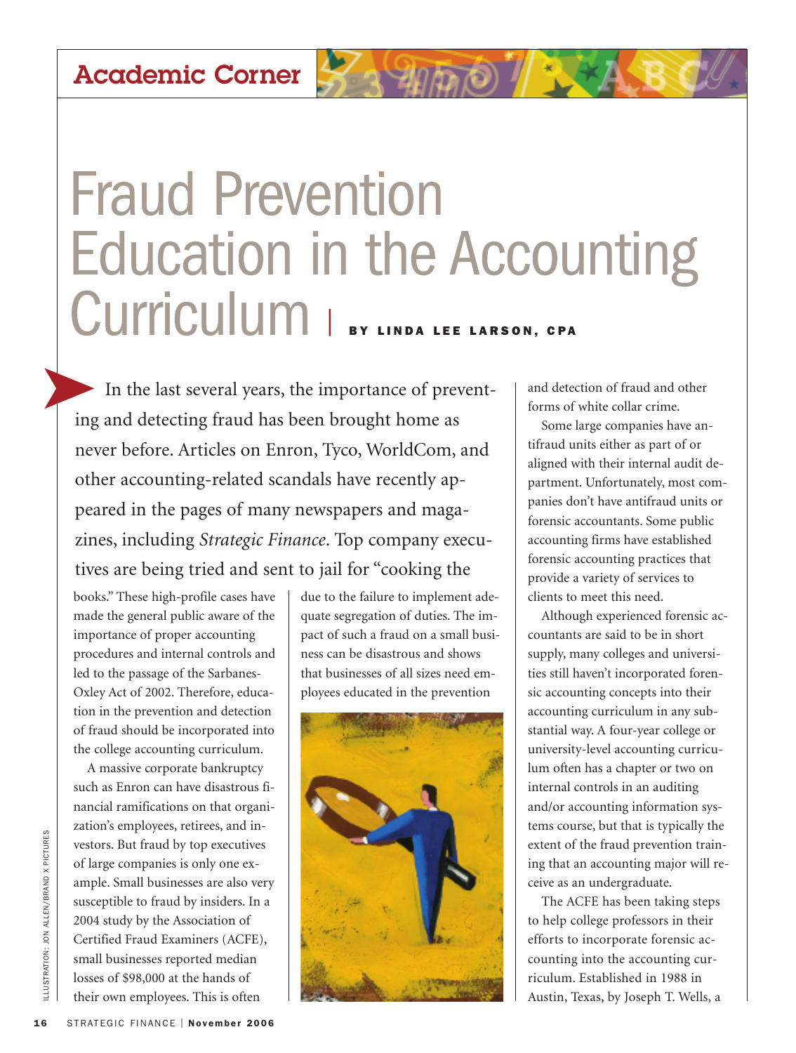Academic Corner

# Fraud Prevention Education in the Accounting Curriculum

**BY LINDA LEE LARSON, CPA**

In the last several years, the importance of preventing and detecting fraud has been brought home as never before. Articles on Enron, Tyco, WorldCom, and other accounting-related scandals have recently appeared in the pages of many newspapers and magazines, including *Strategic Finance*. Top company executives are being tried and sent to jail for "cooking the books." These high-profile cases have made the general public aware of the importance of proper accounting procedures and internal controls and led to the passage of the Sarbanes-Oxley Act of 2002. Therefore, education in the prevention and detection of fraud should be incorporated into the college accounting curriculum.

A massive corporate bankruptcy such as Enron can have disastrous financial ramifications on that organization's employees, retirees, and investors. But fraud by top executives of large companies is only one example. Small businesses are also very susceptible to fraud by insiders. In a 2004 study by the Association of Certified Fraud Examiners (ACFE), small businesses reported median losses of $98,000 at the hands of their own employees. This is often due to the failure to implement adequate segregation of duties. The impact of such a fraud on a small business can be disastrous and shows that businesses of all sizes need employees educated in the prevention and detection of fraud and other forms of white collar crime.

Some large companies have antifraud units either as part of or aligned with their internal audit department. Unfortunately, most companies don't have antifraud units or forensic accountants. Some public accounting firms have established forensic accounting practices that provide a variety of services to clients to meet this need.

Although experienced forensic accountants are said to be in short supply, many colleges and universities still haven't incorporated forensic accounting concepts into their accounting curriculum in any substantial way. A four-year college or university-level accounting curriculum often has a chapter or two on internal controls in an auditing and/or accounting information systems course, but that is typically the extent of the fraud prevention training that an accounting major will receive as an undergraduate.

The ACFE has been taking steps to help college professors in their efforts to incorporate forensic accounting into the accounting curriculum. Established in 1988 in Austin, Texas, by Joseph T. Wells, a

ILLUSTRATION: JON ALLEN/BRAND X PICTURES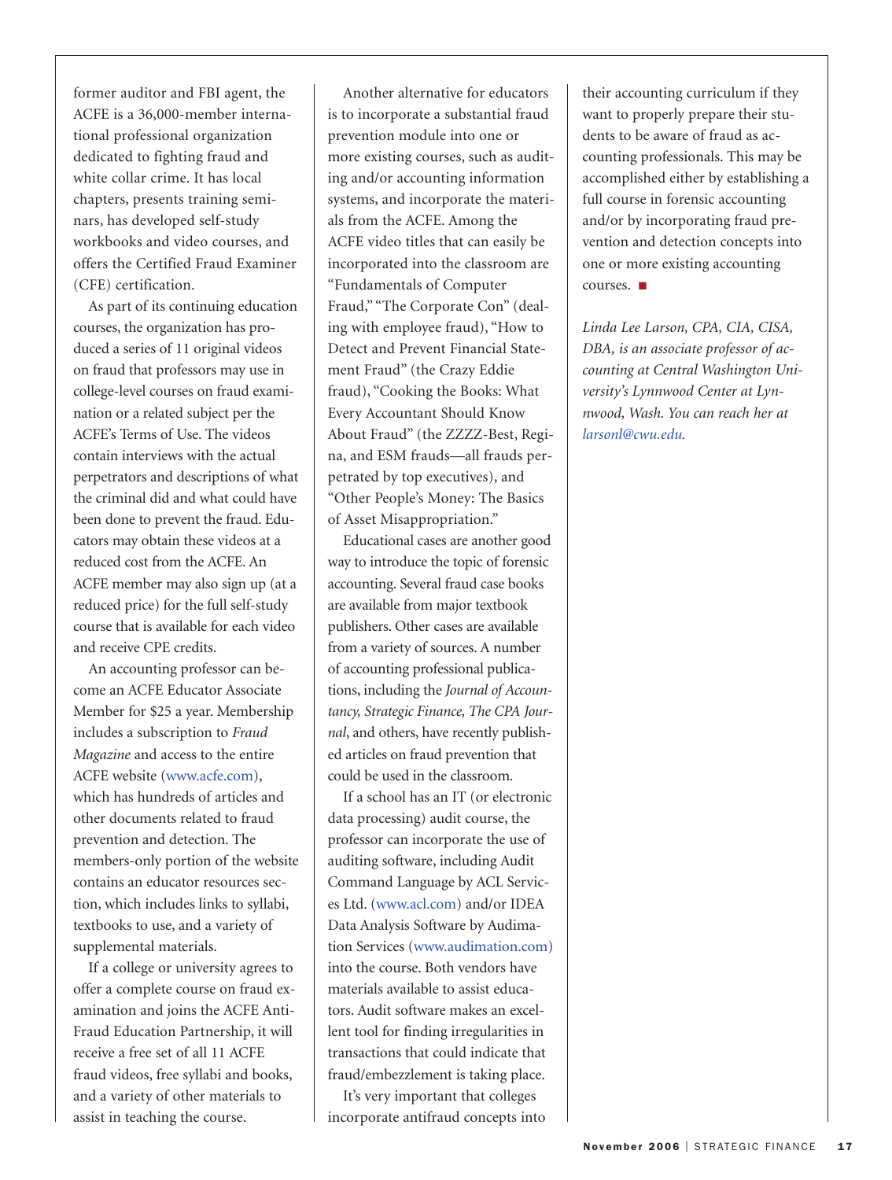former auditor and FBI agent, the ACFE is a 36,000-member international professional organization dedicated to fighting fraud and white collar crime. It has local chapters, presents training seminars, has developed self-study workbooks and video courses, and offers the Certified Fraud Examiner (CFE) certification.

As part of its continuing education courses, the organization has produced a series of 11 original videos on fraud that professors may use in college-level courses on fraud examination or a related subject per the ACFE's Terms of Use. The videos contain interviews with the actual perpetrators and descriptions of what the criminal did and what could have been done to prevent the fraud. Educators may obtain these videos at a reduced cost from the ACFE. An ACFE member may also sign up (at a reduced price) for the full self-study course that is available for each video and receive CPE credits.

An accounting professor can become an ACFE Educator Associate Member for $25 a year. Membership includes a subscription to *Fraud Magazine* and access to the entire ACFE website (www.acfe.com), which has hundreds of articles and other documents related to fraud prevention and detection. The members-only portion of the website contains an educator resources section, which includes links to syllabi, textbooks to use, and a variety of supplemental materials.

If a college or university agrees to offer a complete course on fraud examination and joins the ACFE Anti-Fraud Education Partnership, it will receive a free set of all 11 ACFE fraud videos, free syllabi and books, and a variety of other materials to assist in teaching the course.

Another alternative for educators is to incorporate a substantial fraud prevention module into one or more existing courses, such as auditing and/or accounting information systems, and incorporate the materials from the ACFE. Among the ACFE video titles that can easily be incorporated into the classroom are "Fundamentals of Computer Fraud," "The Corporate Con" (dealing with employee fraud), "How to Detect and Prevent Financial Statement Fraud" (the Crazy Eddie fraud), "Cooking the Books: What Every Accountant Should Know About Fraud" (the ZZZZ-Best, Regina, and ESM frauds—all frauds perpetrated by top executives), and "Other People's Money: The Basics of Asset Misappropriation."

Educational cases are another good way to introduce the topic of forensic accounting. Several fraud case books are available from major textbook publishers. Other cases are available from a variety of sources. A number of accounting professional publications, including the *Journal of Accountancy, Strategic Finance, The CPA Journal*, and others, have recently published articles on fraud prevention that could be used in the classroom.

If a school has an IT (or electronic data processing) audit course, the professor can incorporate the use of auditing software, including Audit Command Language by ACL Services Ltd. (www.acl.com) and/or IDEA Data Analysis Software by Audimation Services (www.audimation.com) into the course. Both vendors have materials available to assist educators. Audit software makes an excellent tool for finding irregularities in transactions that could indicate that fraud/embezzlement is taking place.

It's very important that colleges incorporate antifraud concepts into their accounting curriculum if they want to properly prepare their students to be aware of fraud as accounting professionals. This may be accomplished either by establishing a full course in forensic accounting and/or by incorporating fraud prevention and detection concepts into one or more existing accounting courses. ■

*Linda Lee Larson, CPA, CIA, CISA, DBA, is an associate professor of accounting at Central Washington University's Lynnwood Center at Lynnwood, Wash. You can reach her at larsonl@cwu.edu.*